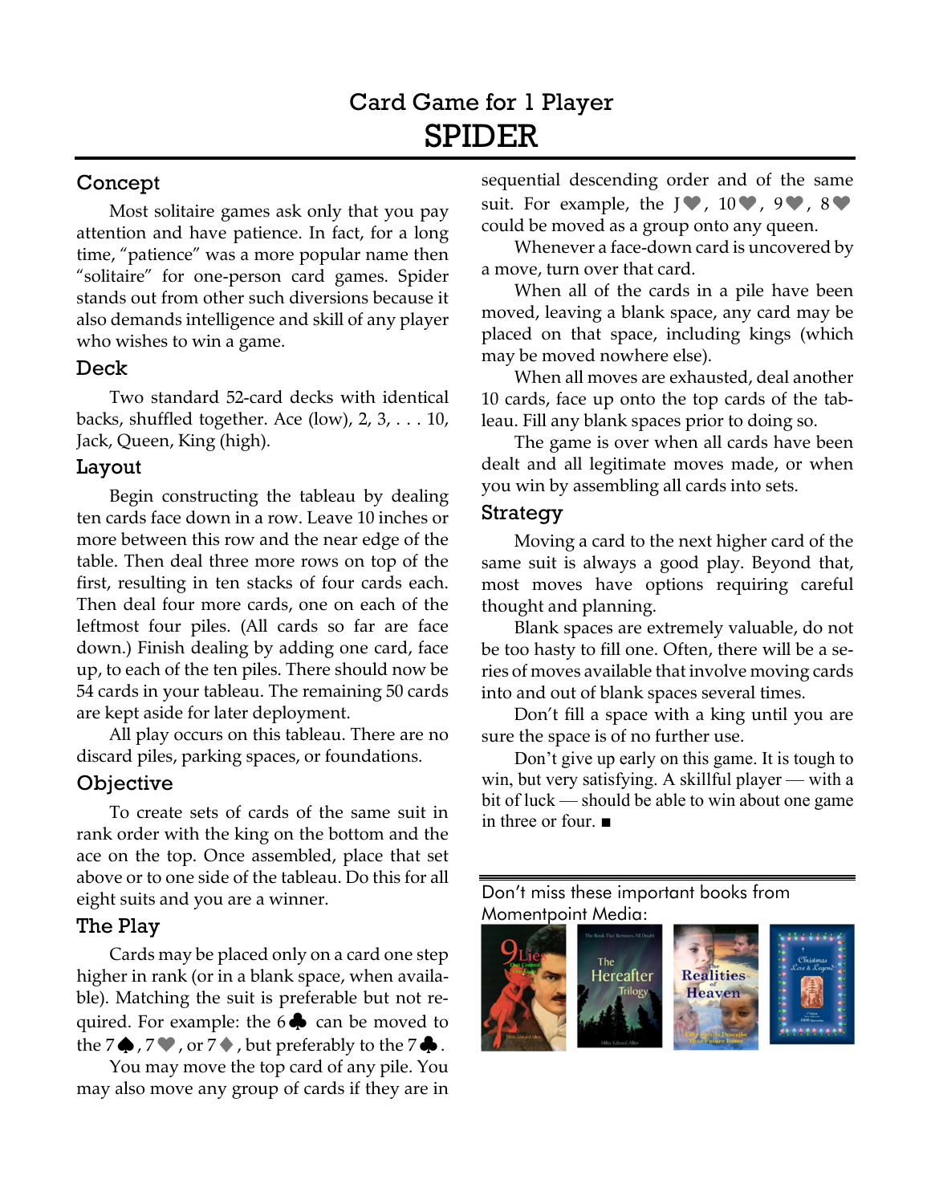Card Game for 1 Player

# SPIDER

## Concept

Most solitaire games ask only that you pay attention and have patience. In fact, for a long time, “patience” was a more popular name then “solitaire” for one-person card games. Spider stands out from other such diversions because it also demands intelligence and skill of any player who wishes to win a game.

## Deck

Two standard 52-card decks with identical backs, shuffled together. Ace (low), 2, 3, . . . 10, Jack, Queen, King (high).

## Layout

Begin constructing the tableau by dealing ten cards face down in a row. Leave 10 inches or more between this row and the near edge of the table. Then deal three more rows on top of the first, resulting in ten stacks of four cards each. Then deal four more cards, one on each of the leftmost four piles. (All cards so far are face down.) Finish dealing by adding one card, face up, to each of the ten piles. There should now be 54 cards in your tableau. The remaining 50 cards are kept aside for later deployment.

All play occurs on this tableau. There are no discard piles, parking spaces, or foundations.

## Objective

To create sets of cards of the same suit in rank order with the king on the bottom and the ace on the top. Once assembled, place that set above or to one side of the tableau. Do this for all eight suits and you are a winner.

## The Play

Cards may be placed only on a card one step higher in rank (or in a blank space, when available). Matching the suit is preferable but not required. For example: the 6♣ can be moved to the 7♠, 7♥, or 7♦, but preferably to the 7♣.

You may move the top card of any pile. You may also move any group of cards if they are in sequential descending order and of the same suit. For example, the J♥, 10♥, 9♥, 8♥ could be moved as a group onto any queen.

Whenever a face-down card is uncovered by a move, turn over that card.

When all of the cards in a pile have been moved, leaving a blank space, any card may be placed on that space, including kings (which may be moved nowhere else).

When all moves are exhausted, deal another 10 cards, face up onto the top cards of the tableau. Fill any blank spaces prior to doing so.

The game is over when all cards have been dealt and all legitimate moves made, or when you win by assembling all cards into sets.

## Strategy

Moving a card to the next higher card of the same suit is always a good play. Beyond that, most moves have options requiring careful thought and planning.

Blank spaces are extremely valuable, do not be too hasty to fill one. Often, there will be a series of moves available that involve moving cards into and out of blank spaces several times.

Don’t fill a space with a king until you are sure the space is of no further use.

Don’t give up early on this game. It is tough to win, but very satisfying. A skillful player — with a bit of luck — should be able to win about one game in three or four. ■

---

Don’t miss these important books from Momentpoint Media: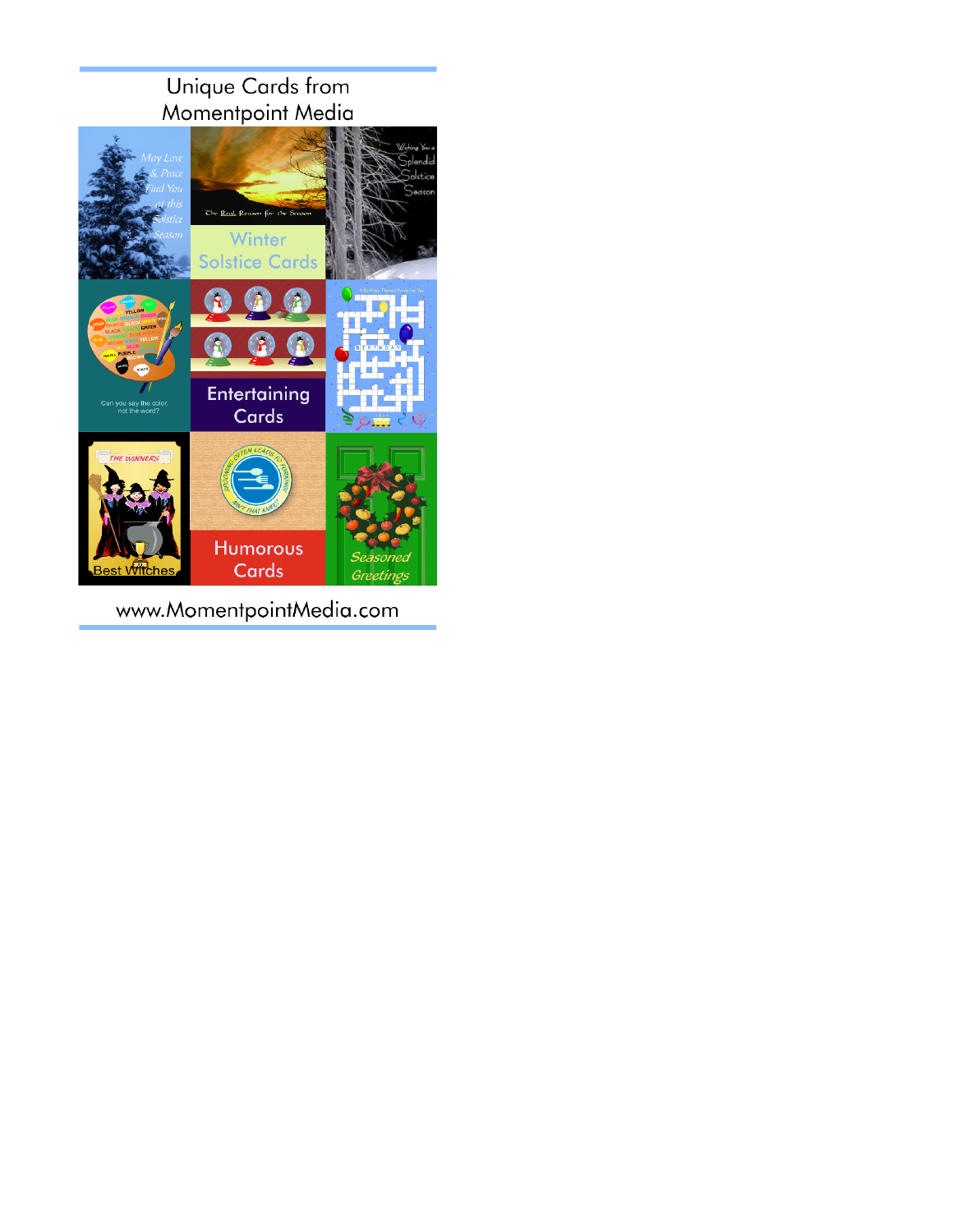# Unique Cards from Momentpoint Media

May Love & Peace Find You at this Solstice Season

The Real Reason for the Season

Wishing You a Splendid Solstice Season

Winter Solstice Cards

Can you say the color, not the word?

Entertaining Cards

A Birthday Themed Puzzle for You

BIRTHDAY

THE WINNERS

Best Witches

SPOONING OFTEN LEADS TO FORKING! AIN'T THAT KNIFE?

Humorous Cards

Seasoned Greetings

www.MomentpointMedia.com